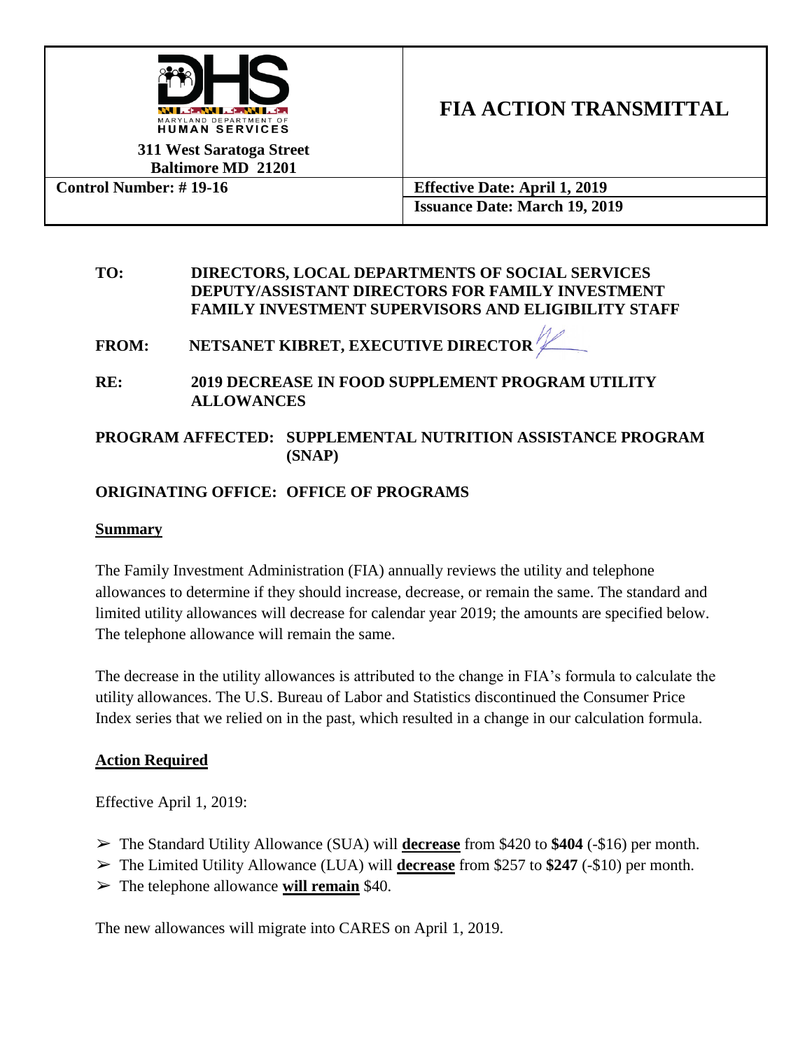MARYLAND DEPARTMENT OF HUMAN SERVICES

**311 West Saratoga Street**
**Baltimore MD 21201**

# FIA ACTION TRANSMITTAL

| | |
|---|---|
| **Control Number: # 19-16** | **Effective Date: April 1, 2019** |
| | **Issuance Date: March 19, 2019** |

**TO:** DIRECTORS, LOCAL DEPARTMENTS OF SOCIAL SERVICES
DEPUTY/ASSISTANT DIRECTORS FOR FAMILY INVESTMENT
FAMILY INVESTMENT SUPERVISORS AND ELIGIBILITY STAFF

**FROM:** NETSANET KIBRET, EXECUTIVE DIRECTOR

**RE:** 2019 DECREASE IN FOOD SUPPLEMENT PROGRAM UTILITY ALLOWANCES

**PROGRAM AFFECTED:** SUPPLEMENTAL NUTRITION ASSISTANCE PROGRAM (SNAP)

**ORIGINATING OFFICE:** OFFICE OF PROGRAMS

## Summary

The Family Investment Administration (FIA) annually reviews the utility and telephone allowances to determine if they should increase, decrease, or remain the same. The standard and limited utility allowances will decrease for calendar year 2019; the amounts are specified below. The telephone allowance will remain the same.

The decrease in the utility allowances is attributed to the change in FIA's formula to calculate the utility allowances. The U.S. Bureau of Labor and Statistics discontinued the Consumer Price Index series that we relied on in the past, which resulted in a change in our calculation formula.

## Action Required

Effective April 1, 2019:

- The Standard Utility Allowance (SUA) will **decrease** from $420 to **$404** (-$16) per month.
- The Limited Utility Allowance (LUA) will **decrease** from $257 to **$247** (-$10) per month.
- The telephone allowance **will remain** $40.

The new allowances will migrate into CARES on April 1, 2019.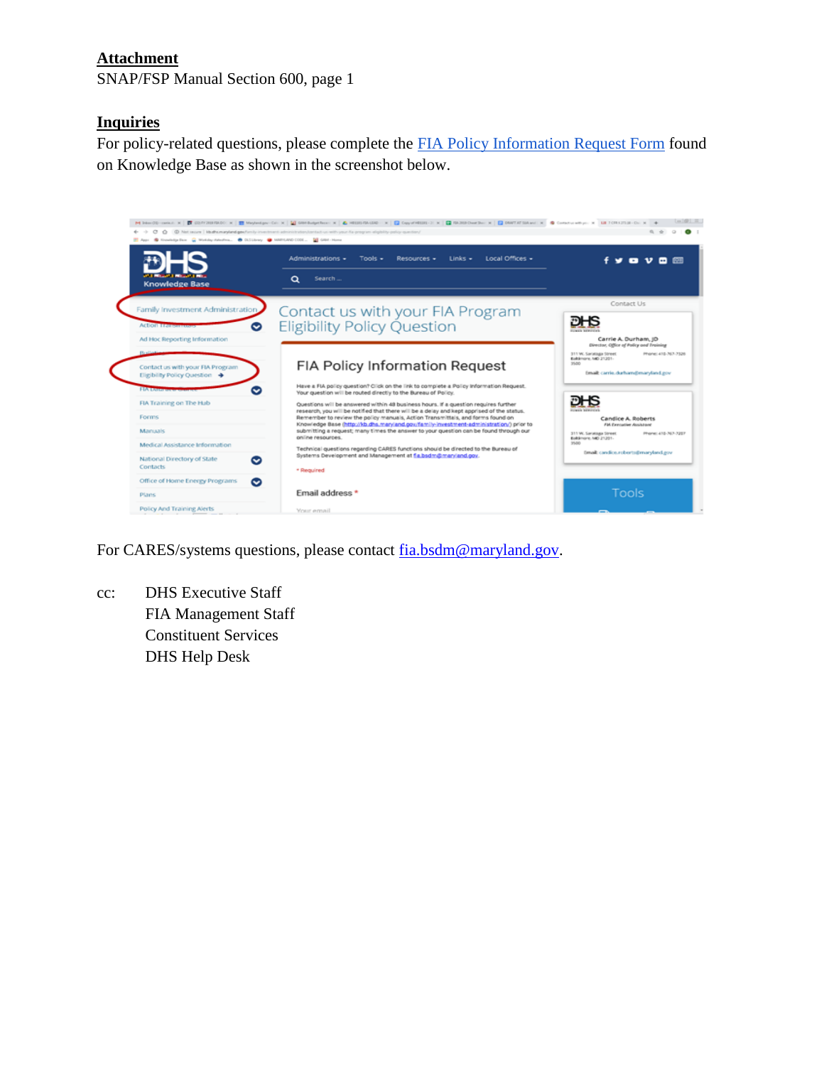**Attachment**
SNAP/FSP Manual Section 600, page 1

**Inquiries**
For policy-related questions, please complete the FIA Policy Information Request Form found on Knowledge Base as shown in the screenshot below.

For CARES/systems questions, please contact fia.bsdm@maryland.gov.

cc: DHS Executive Staff
FIA Management Staff
Constituent Services
DHS Help Desk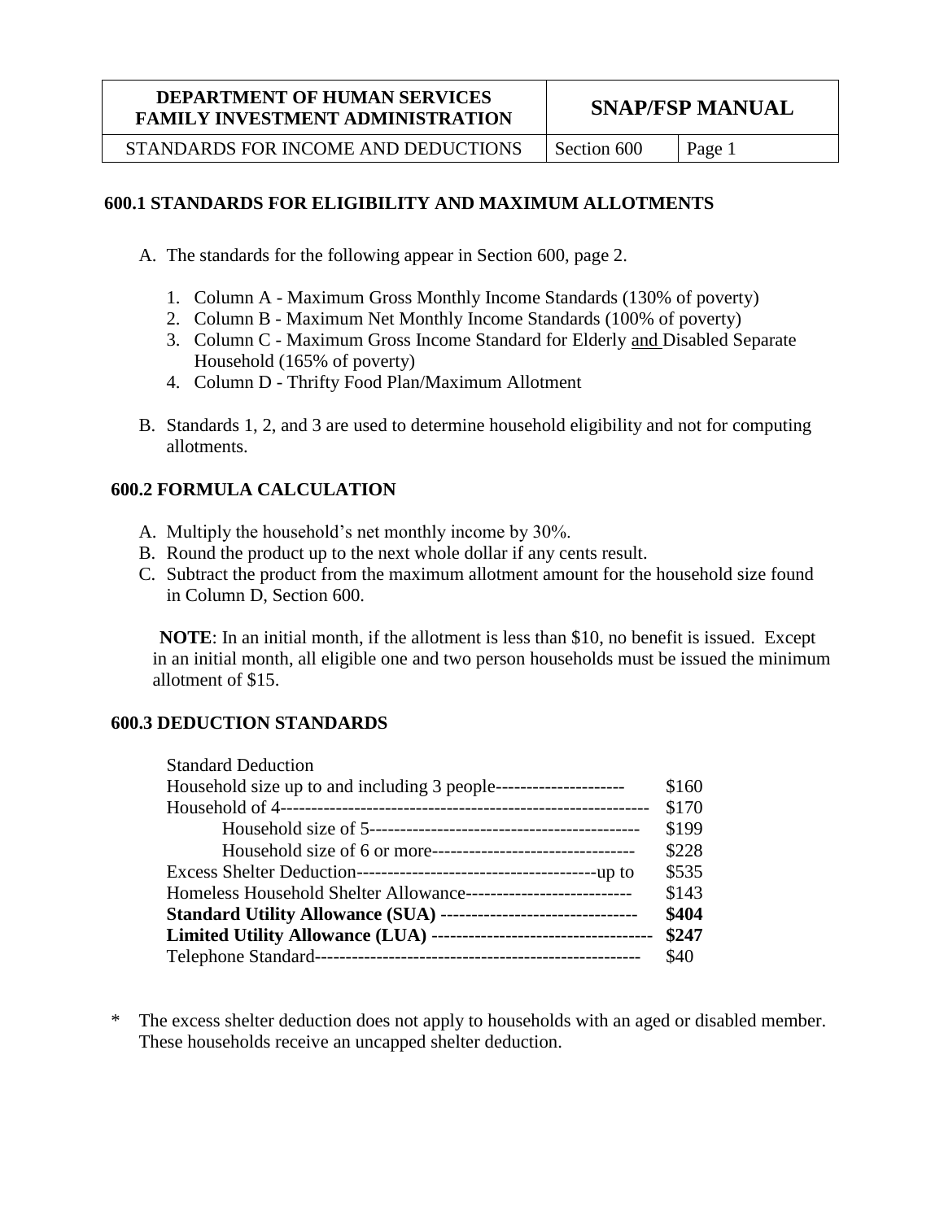| DEPARTMENT OF HUMAN SERVICES FAMILY INVESTMENT ADMINISTRATION | SNAP/FSP MANUAL | |
|---|---|---|
| STANDARDS FOR INCOME AND DEDUCTIONS | Section 600 | Page 1 |

## 600.1 STANDARDS FOR ELIGIBILITY AND MAXIMUM ALLOTMENTS

A. The standards for the following appear in Section 600, page 2.

1. Column A - Maximum Gross Monthly Income Standards (130% of poverty)
2. Column B - Maximum Net Monthly Income Standards (100% of poverty)
3. Column C - Maximum Gross Income Standard for Elderly and Disabled Separate Household (165% of poverty)
4. Column D - Thrifty Food Plan/Maximum Allotment

B. Standards 1, 2, and 3 are used to determine household eligibility and not for computing allotments.

## 600.2 FORMULA CALCULATION

A. Multiply the household's net monthly income by 30%.
B. Round the product up to the next whole dollar if any cents result.
C. Subtract the product from the maximum allotment amount for the household size found in Column D, Section 600.

**NOTE**: In an initial month, if the allotment is less than $10, no benefit is issued. Except in an initial month, all eligible one and two person households must be issued the minimum allotment of $15.

## 600.3 DEDUCTION STANDARDS

| | |
|---|---|
| Standard Deduction | |
| Household size up to and including 3 people | $160 |
| Household of 4 | $170 |
| Household size of 5 | $199 |
| Household size of 6 or more | $228 |
| Excess Shelter Deduction up to | $535 |
| Homeless Household Shelter Allowance | $143 |
| **Standard Utility Allowance (SUA)** | **$404** |
| **Limited Utility Allowance (LUA)** | **$247** |
| Telephone Standard | $40 |

\* The excess shelter deduction does not apply to households with an aged or disabled member. These households receive an uncapped shelter deduction.